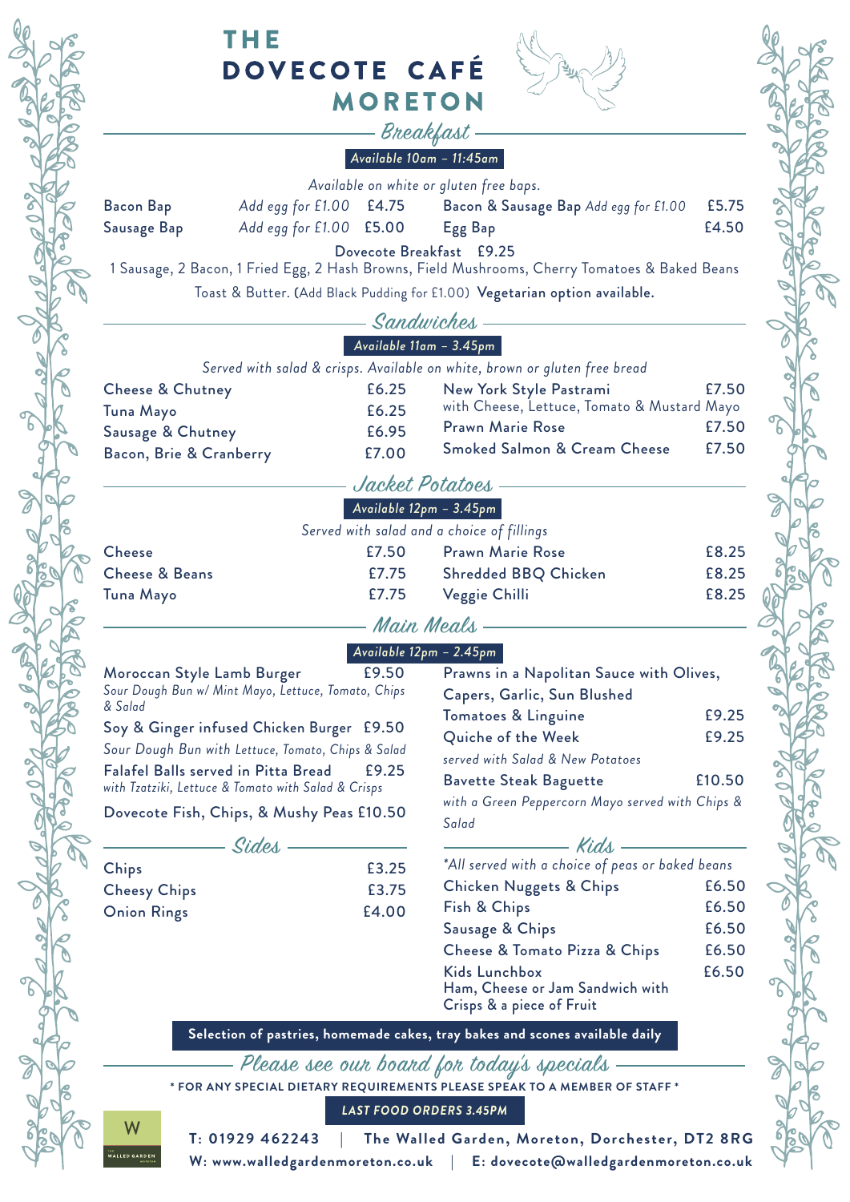# THE DOVECOTE CAFÉ MORETON

## Breakfast

**Available 10am – 11:45am**

*Available on white or gluten free baps.*

| Item | | Price |
|---|---|---|
| Bacon Bap | *Add egg for £1.00* | £4.75 |
| Sausage Bap | *Add egg for £1.00* | £5.00 |
| Bacon & Sausage Bap | *Add egg for £1.00* | £5.75 |
| Egg Bap | | £4.50 |

**Dovecote Breakfast £9.25**

1 Sausage, 2 Bacon, 1 Fried Egg, 2 Hash Browns, Field Mushrooms, Cherry Tomatoes & Baked Beans

Toast & Butter. (Add Black Pudding for £1.00) **Vegetarian option available.**

## Sandwiches

**Available 11am – 3.45pm**

*Served with salad & crisps. Available on white, brown or gluten free bread*

| Item | Price |
|---|---|
| Cheese & Chutney | £6.25 |
| Tuna Mayo | £6.25 |
| Sausage & Chutney | £6.95 |
| Bacon, Brie & Cranberry | £7.00 |
| New York Style Pastrami with Cheese, Lettuce, Tomato & Mustard Mayo | £7.50 |
| Prawn Marie Rose | £7.50 |
| Smoked Salmon & Cream Cheese | £7.50 |

## Jacket Potatoes

**Available 12pm – 3.45pm**

*Served with salad and a choice of fillings*

| Item | Price |
|---|---|
| Cheese | £7.50 |
| Cheese & Beans | £7.75 |
| Tuna Mayo | £7.75 |
| Prawn Marie Rose | £8.25 |
| Shredded BBQ Chicken | £8.25 |
| Veggie Chilli | £8.25 |

## Main Meals

**Available 12pm – 2.45pm**

Moroccan Style Lamb Burger £9.50
*Sour Dough Bun w/ Mint Mayo, Lettuce, Tomato, Chips & Salad*

Soy & Ginger infused Chicken Burger £9.50
*Sour Dough Bun with Lettuce, Tomato, Chips & Salad*

Falafel Balls served in Pitta Bread £9.25
*with Tzatziki, Lettuce & Tomato with Salad & Crisps*

Dovecote Fish, Chips, & Mushy Peas £10.50

Prawns in a Napolitan Sauce with Olives, Capers, Garlic, Sun Blushed Tomatoes & Linguine £9.25

Quiche of the Week £9.25
*served with Salad & New Potatoes*

Bavette Steak Baguette £10.50
*with a Green Peppercorn Mayo served with Chips & Salad*

## Sides

| Item | Price |
|---|---|
| Chips | £3.25 |
| Cheesy Chips | £3.75 |
| Onion Rings | £4.00 |

## Kids

*\*All served with a choice of peas or baked beans*

| Item | Price |
|---|---|
| Chicken Nuggets & Chips | £6.50 |
| Fish & Chips | £6.50 |
| Sausage & Chips | £6.50 |
| Cheese & Tomato Pizza & Chips | £6.50 |
| Kids Lunchbox<br>Ham, Cheese or Jam Sandwich with Crisps & a piece of Fruit | £6.50 |

**Selection of pastries, homemade cakes, tray bakes and scones available daily**

## Please see our board for today's specials

**\* FOR ANY SPECIAL DIETARY REQUIREMENTS PLEASE SPEAK TO A MEMBER OF STAFF \***

***LAST FOOD ORDERS 3.45PM***

W WALLED GARDEN MORETON

**T: 01929 462243 | The Walled Garden, Moreton, Dorchester, DT2 8RG**

**W: www.walledgardenmoreton.co.uk | E: dovecote@walledgardenmoreton.co.uk**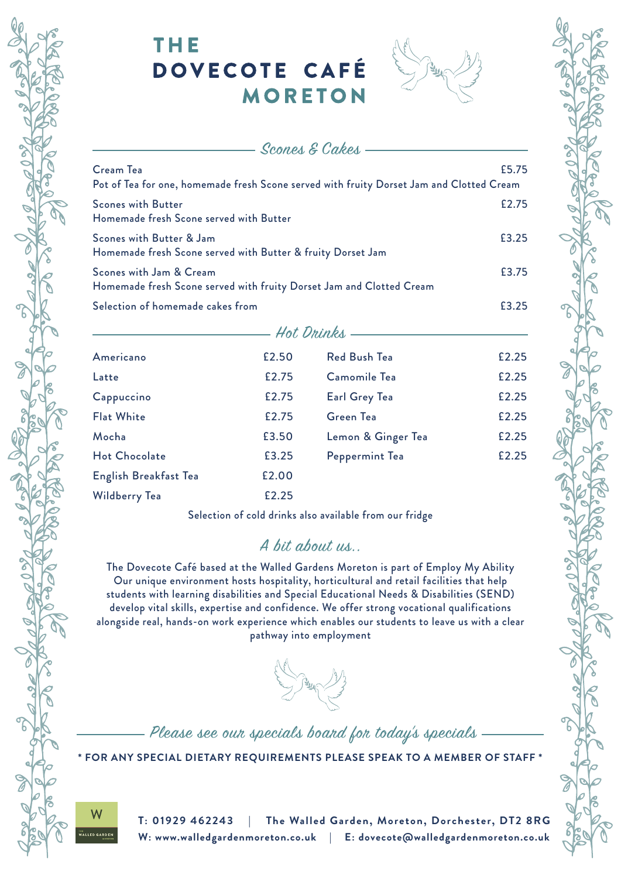# THE DOVECOTE CAFÉ MORETON

## Scones & Cakes

| | |
|---|---|
| Cream Tea<br>Pot of Tea for one, homemade fresh Scone served with fruity Dorset Jam and Clotted Cream | £5.75 |
| Scones with Butter<br>Homemade fresh Scone served with Butter | £2.75 |
| Scones with Butter & Jam<br>Homemade fresh Scone served with Butter & fruity Dorset Jam | £3.25 |
| Scones with Jam & Cream<br>Homemade fresh Scone served with fruity Dorset Jam and Clotted Cream | £3.75 |
| Selection of homemade cakes from | £3.25 |

## Hot Drinks

| | | | |
|---|---|---|---|
| Americano | £2.50 | Red Bush Tea | £2.25 |
| Latte | £2.75 | Camomile Tea | £2.25 |
| Cappuccino | £2.75 | Earl Grey Tea | £2.25 |
| Flat White | £2.75 | Green Tea | £2.25 |
| Mocha | £3.50 | Lemon & Ginger Tea | £2.25 |
| Hot Chocolate | £3.25 | Peppermint Tea | £2.25 |
| English Breakfast Tea | £2.00 | | |
| Wildberry Tea | £2.25 | | |

Selection of cold drinks also available from our fridge

## A bit about us..

The Dovecote Café based at the Walled Gardens Moreton is part of Employ My Ability Our unique environment hosts hospitality, horticultural and retail facilities that help students with learning disabilities and Special Educational Needs & Disabilities (SEND) develop vital skills, expertise and confidence. We offer strong vocational qualifications alongside real, hands-on work experience which enables our students to leave us with a clear pathway into employment

*Please see our specials board for today's specials*

**\* FOR ANY SPECIAL DIETARY REQUIREMENTS PLEASE SPEAK TO A MEMBER OF STAFF \***

**T: 01929 462243 | The Walled Garden, Moreton, Dorchester, DT2 8RG**
**W: www.walledgardenmoreton.co.uk | E: dovecote@walledgardenmoreton.co.uk**